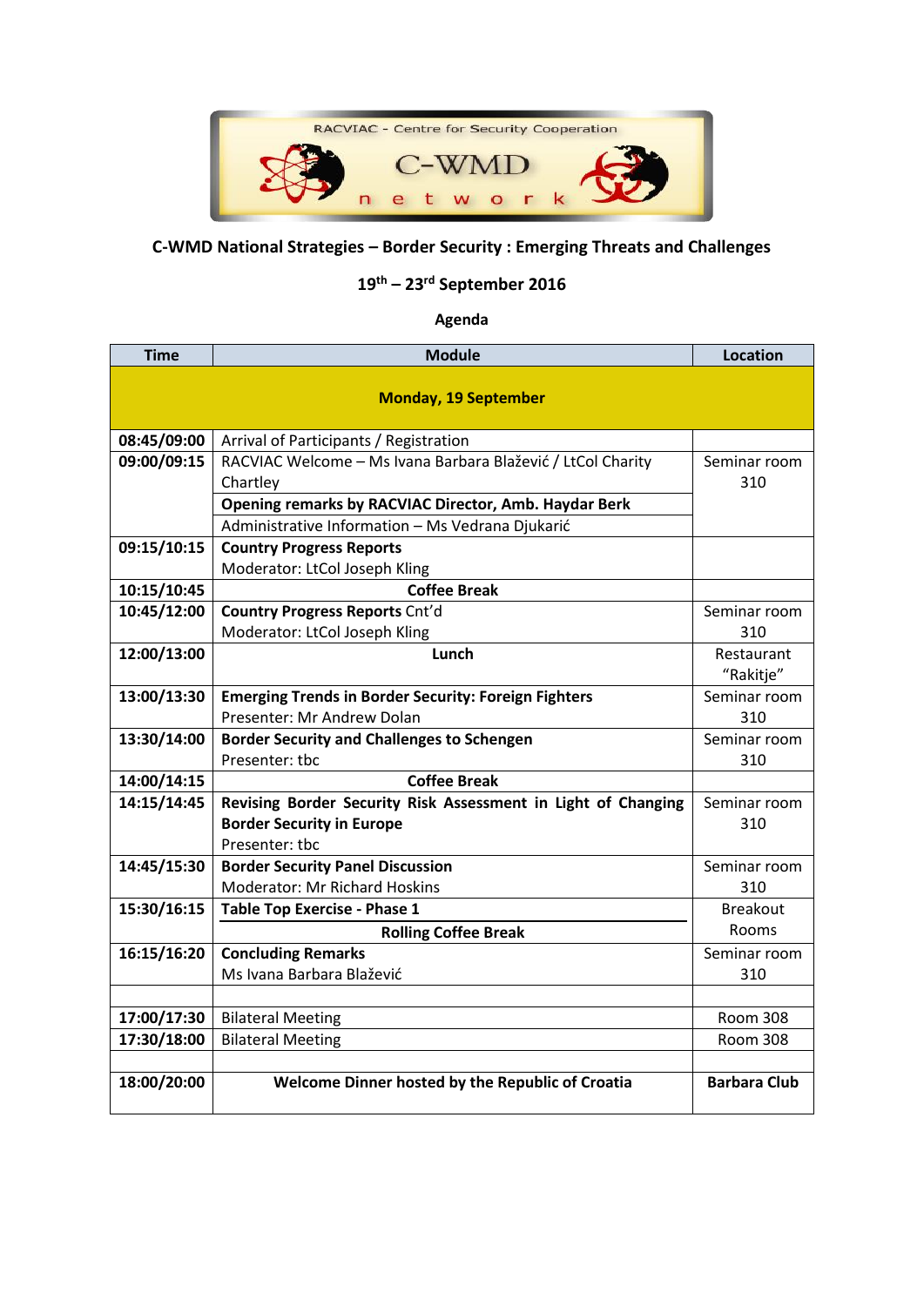RACVIAC - Centre for Security Cooperation

C-WMD network

## C-WMD National Strategies – Border Security : Emerging Threats and Challenges

### 19th – 23rd September 2016

### Agenda

| Time | Module | Location |
|---|---|---|
| | **Monday, 19 September** | |
| **08:45/09:00** | Arrival of Participants / Registration | |
| **09:00/09:15** | RACVIAC Welcome – Ms Ivana Barbara Blažević / LtCol Charity Chartley | Seminar room 310 |
| | **Opening remarks by RACVIAC Director, Amb. Haydar Berk** | |
| | Administrative Information – Ms Vedrana Djukarić | |
| **09:15/10:15** | **Country Progress Reports**<br>Moderator: LtCol Joseph Kling | |
| **10:15/10:45** | **Coffee Break** | |
| **10:45/12:00** | **Country Progress Reports** Cnt'd<br>Moderator: LtCol Joseph Kling | Seminar room 310 |
| **12:00/13:00** | **Lunch** | Restaurant "Rakitje" |
| **13:00/13:30** | **Emerging Trends in Border Security: Foreign Fighters**<br>Presenter: Mr Andrew Dolan | Seminar room 310 |
| **13:30/14:00** | **Border Security and Challenges to Schengen**<br>Presenter: tbc | Seminar room 310 |
| **14:00/14:15** | **Coffee Break** | |
| **14:15/14:45** | **Revising Border Security Risk Assessment in Light of Changing Border Security in Europe**<br>Presenter: tbc | Seminar room 310 |
| **14:45/15:30** | **Border Security Panel Discussion**<br>Moderator: Mr Richard Hoskins | Seminar room 310 |
| **15:30/16:15** | **Table Top Exercise - Phase 1** | Breakout Rooms |
| | **Rolling Coffee Break** | |
| **16:15/16:20** | **Concluding Remarks**<br>Ms Ivana Barbara Blažević | Seminar room 310 |
| | | |
| **17:00/17:30** | Bilateral Meeting | Room 308 |
| **17:30/18:00** | Bilateral Meeting | Room 308 |
| | | |
| **18:00/20:00** | **Welcome Dinner hosted by the Republic of Croatia** | **Barbara Club** |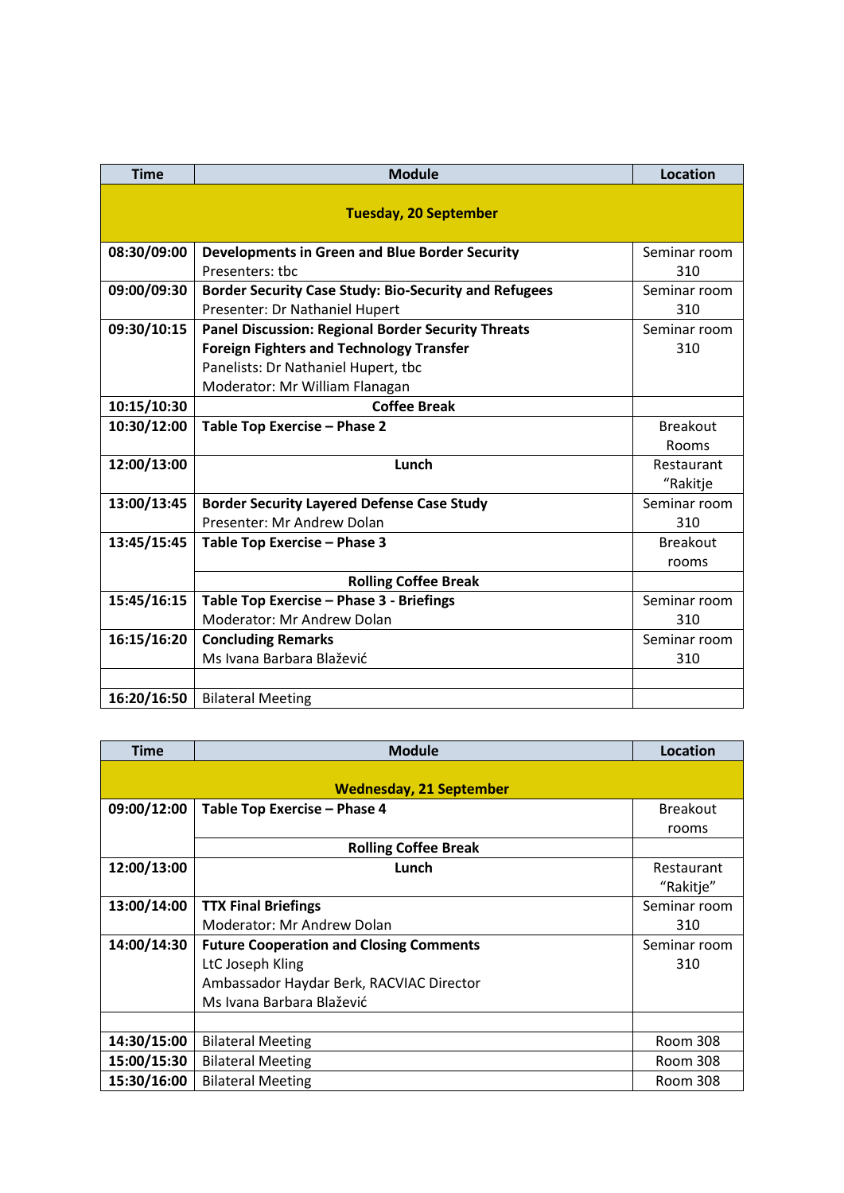| Time | Module | Location |
| --- | --- | --- |
| **Tuesday, 20 September** | | |
| **08:30/09:00** | **Developments in Green and Blue Border Security**<br>Presenters: tbc | Seminar room 310 |
| **09:00/09:30** | **Border Security Case Study: Bio-Security and Refugees**<br>Presenter: Dr Nathaniel Hupert | Seminar room 310 |
| **09:30/10:15** | **Panel Discussion: Regional Border Security Threats**<br>**Foreign Fighters and Technology Transfer**<br>Panelists: Dr Nathaniel Hupert, tbc<br>Moderator: Mr William Flanagan | Seminar room 310 |
| **10:15/10:30** | **Coffee Break** | |
| **10:30/12:00** | **Table Top Exercise – Phase 2** | Breakout Rooms |
| **12:00/13:00** | **Lunch** | Restaurant "Rakitje |
| **13:00/13:45** | **Border Security Layered Defense Case Study**<br>Presenter: Mr Andrew Dolan | Seminar room 310 |
| **13:45/15:45** | **Table Top Exercise – Phase 3** | Breakout rooms |
| | **Rolling Coffee Break** | |
| **15:45/16:15** | **Table Top Exercise – Phase 3 - Briefings**<br>Moderator: Mr Andrew Dolan | Seminar room 310 |
| **16:15/16:20** | **Concluding Remarks**<br>Ms Ivana Barbara Blažević | Seminar room 310 |
| | | |
| **16:20/16:50** | Bilateral Meeting | |

| Time | Module | Location |
| --- | --- | --- |
| **Wednesday, 21 September** | | |
| **09:00/12:00** | **Table Top Exercise – Phase 4** | Breakout rooms |
| | **Rolling Coffee Break** | |
| **12:00/13:00** | **Lunch** | Restaurant "Rakitje" |
| **13:00/14:00** | **TTX Final Briefings**<br>Moderator: Mr Andrew Dolan | Seminar room 310 |
| **14:00/14:30** | **Future Cooperation and Closing Comments**<br>LtC Joseph Kling<br>Ambassador Haydar Berk, RACVIAC Director<br>Ms Ivana Barbara Blažević | Seminar room 310 |
| | | |
| **14:30/15:00** | Bilateral Meeting | Room 308 |
| **15:00/15:30** | Bilateral Meeting | Room 308 |
| **15:30/16:00** | Bilateral Meeting | Room 308 |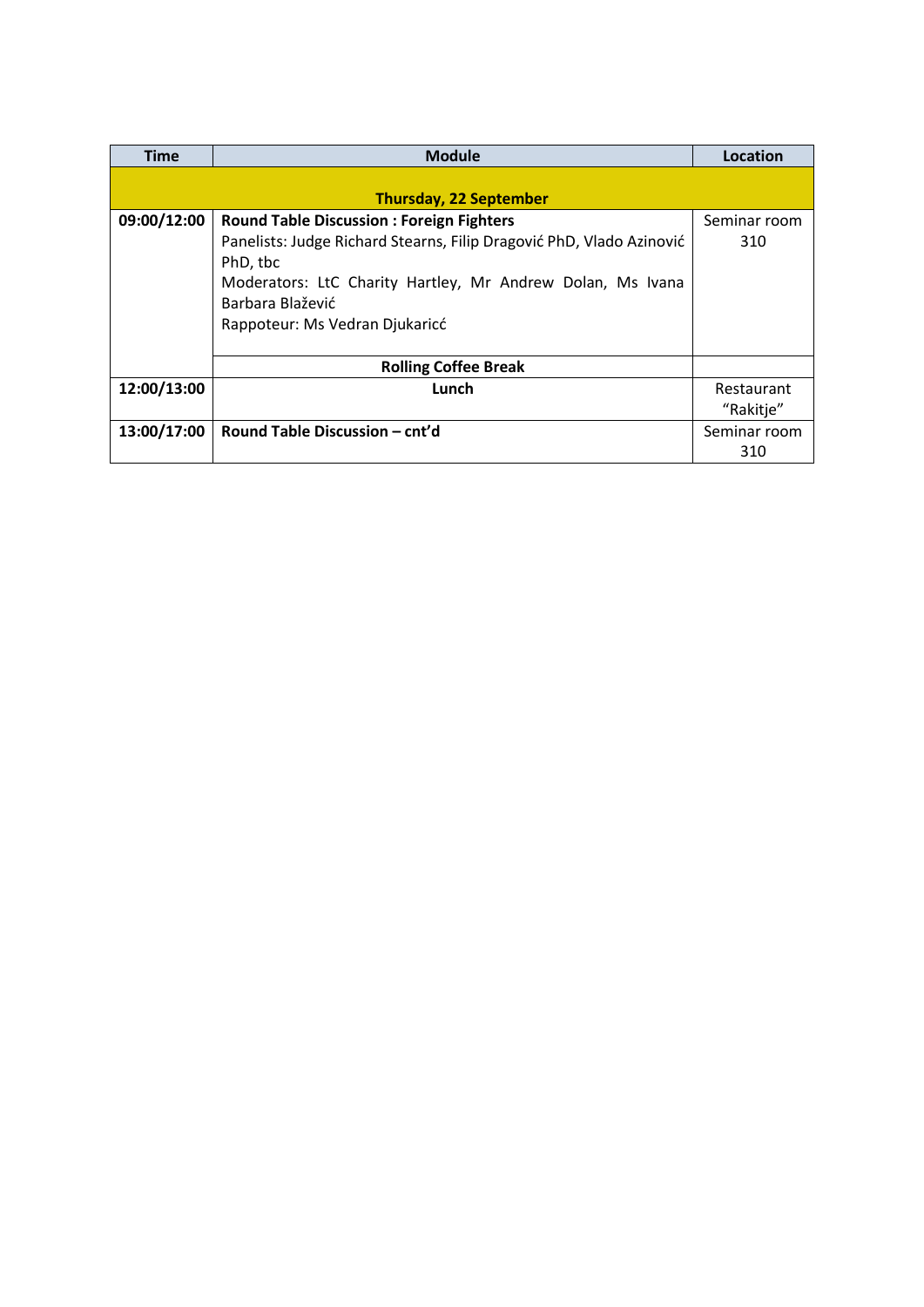| Time | Module | Location |
|---|---|---|
| **Thursday, 22 September** | | |
| **09:00/12:00** | **Round Table Discussion : Foreign Fighters**<br>Panelists: Judge Richard Stearns, Filip Dragović PhD, Vlado Azinović PhD, tbc<br>Moderators: LtC Charity Hartley, Mr Andrew Dolan, Ms Ivana Barbara Blažević<br>Rappoteur: Ms Vedran Djukaricć | Seminar room 310 |
| | **Rolling Coffee Break** | |
| **12:00/13:00** | **Lunch** | Restaurant "Rakitje" |
| **13:00/17:00** | **Round Table Discussion – cnt'd** | Seminar room 310 |